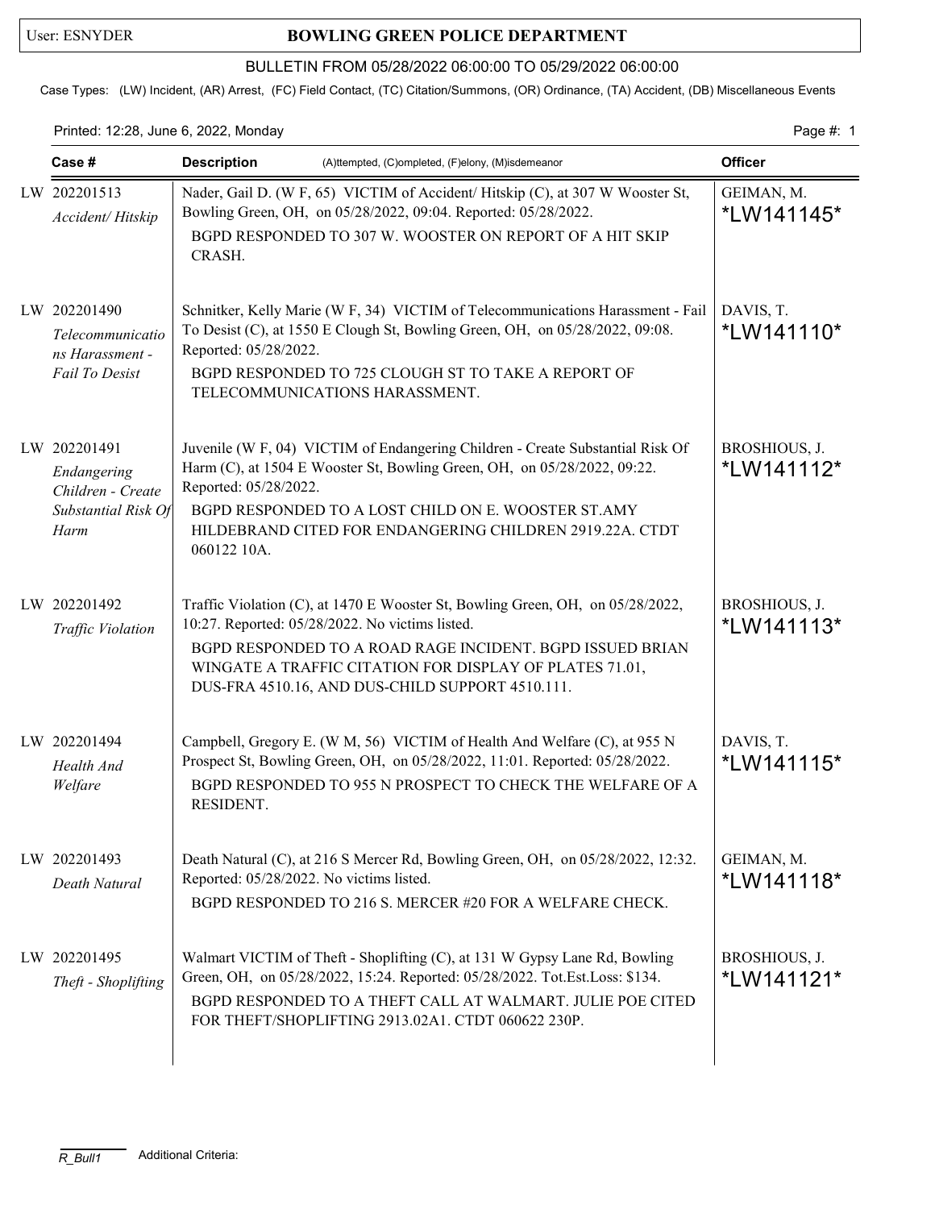User: ESNYDER

# BOWLING GREEN POLICE DEPARTMENT

BULLETIN FROM 05/28/2022 06:00:00 TO 05/29/2022 06:00:00

Case Types: (LW) Incident, (AR) Arrest, (FC) Field Contact, (TC) Citation/Summons, (OR) Ordinance, (TA) Accident, (DB) Miscellaneous Events

Printed: 12:28, June 6, 2022, Monday

| Case # | Description (A)ttempted, (C)ompleted, (F)elony, (M)isdemeanor | Officer |
|---|---|---|
| LW 202201513 *Accident/ Hitskip* | Nader, Gail D. (W F, 65) VICTIM of Accident/ Hitskip (C), at 307 W Wooster St, Bowling Green, OH, on 05/28/2022, 09:04. Reported: 05/28/2022. BGPD RESPONDED TO 307 W. WOOSTER ON REPORT OF A HIT SKIP CRASH. | GEIMAN, M. *LW141145* |
| LW 202201490 *Telecommunications Harassment - Fail To Desist* | Schnitker, Kelly Marie (W F, 34) VICTIM of Telecommunications Harassment - Fail To Desist (C), at 1550 E Clough St, Bowling Green, OH, on 05/28/2022, 09:08. Reported: 05/28/2022. BGPD RESPONDED TO 725 CLOUGH ST TO TAKE A REPORT OF TELECOMMUNICATIONS HARASSMENT. | DAVIS, T. *LW141110* |
| LW 202201491 *Endangering Children - Create Substantial Risk Of Harm* | Juvenile (W F, 04) VICTIM of Endangering Children - Create Substantial Risk Of Harm (C), at 1504 E Wooster St, Bowling Green, OH, on 05/28/2022, 09:22. Reported: 05/28/2022. BGPD RESPONDED TO A LOST CHILD ON E. WOOSTER ST.AMY HILDEBRAND CITED FOR ENDANGERING CHILDREN 2919.22A. CTDT 060122 10A. | BROSHIOUS, J. *LW141112* |
| LW 202201492 *Traffic Violation* | Traffic Violation (C), at 1470 E Wooster St, Bowling Green, OH, on 05/28/2022, 10:27. Reported: 05/28/2022. No victims listed. BGPD RESPONDED TO A ROAD RAGE INCIDENT. BGPD ISSUED BRIAN WINGATE A TRAFFIC CITATION FOR DISPLAY OF PLATES 71.01, DUS-FRA 4510.16, AND DUS-CHILD SUPPORT 4510.111. | BROSHIOUS, J. *LW141113* |
| LW 202201494 *Health And Welfare* | Campbell, Gregory E. (W M, 56) VICTIM of Health And Welfare (C), at 955 N Prospect St, Bowling Green, OH, on 05/28/2022, 11:01. Reported: 05/28/2022. BGPD RESPONDED TO 955 N PROSPECT TO CHECK THE WELFARE OF A RESIDENT. | DAVIS, T. *LW141115* |
| LW 202201493 *Death Natural* | Death Natural (C), at 216 S Mercer Rd, Bowling Green, OH, on 05/28/2022, 12:32. Reported: 05/28/2022. No victims listed. BGPD RESPONDED TO 216 S. MERCER #20 FOR A WELFARE CHECK. | GEIMAN, M. *LW141118* |
| LW 202201495 *Theft - Shoplifting* | Walmart VICTIM of Theft - Shoplifting (C), at 131 W Gypsy Lane Rd, Bowling Green, OH, on 05/28/2022, 15:24. Reported: 05/28/2022. Tot.Est.Loss: $134. BGPD RESPONDED TO A THEFT CALL AT WALMART. JULIE POE CITED FOR THEFT/SHOPLIFTING 2913.02A1. CTDT 060622 230P. | BROSHIOUS, J. *LW141121* |

R_Bull1 Additional Criteria: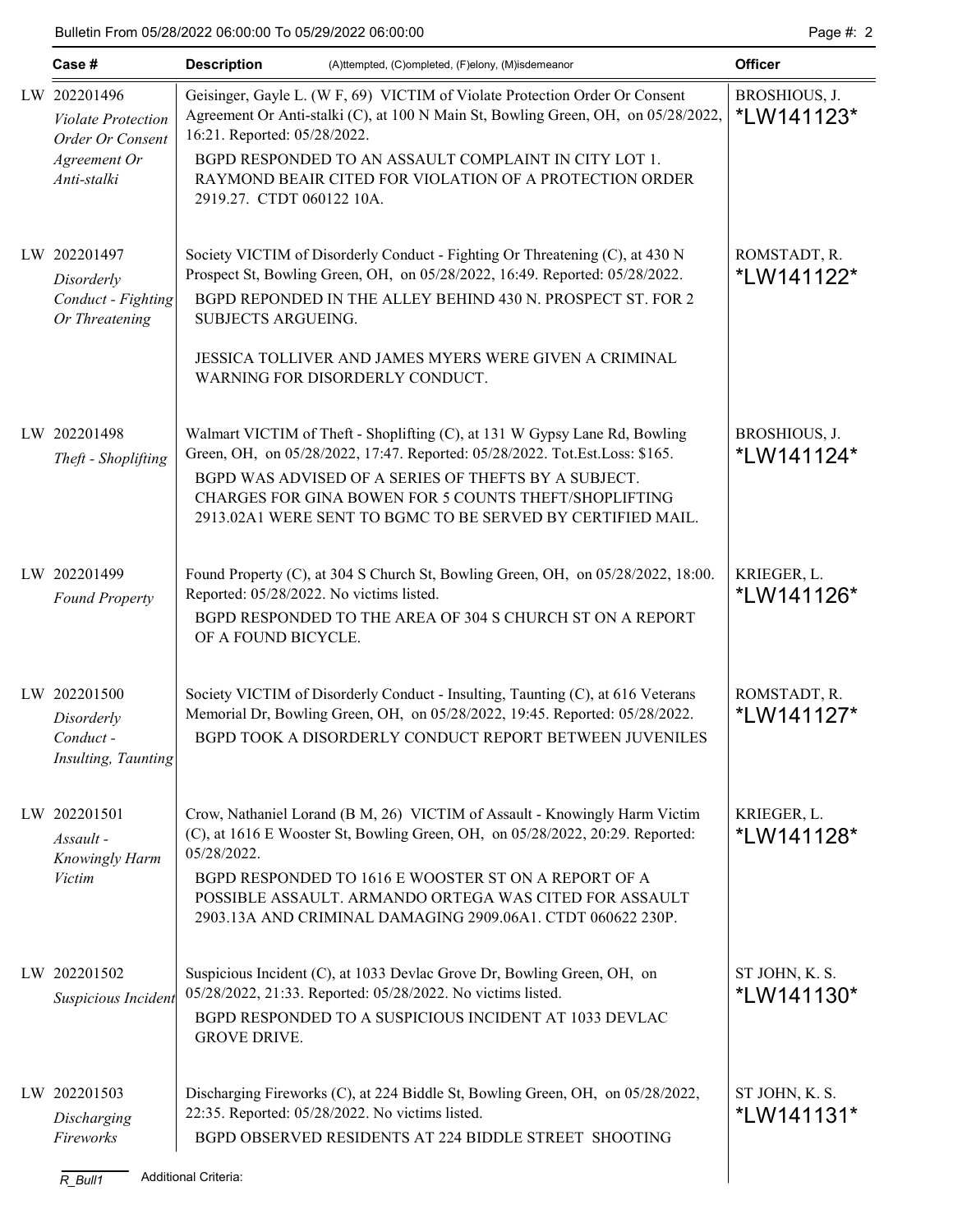| Case # | Description (A)ttempted, (C)ompleted, (F)elony, (M)isdemeanor | Officer |
|---|---|---|
| LW 202201496 *Violate Protection Order Or Consent Agreement Or Anti-stalki* | Geisinger, Gayle L. (W F, 69) VICTIM of Violate Protection Order Or Consent Agreement Or Anti-stalki (C), at 100 N Main St, Bowling Green, OH, on 05/28/2022, 16:21. Reported: 05/28/2022.<br>BGPD RESPONDED TO AN ASSAULT COMPLAINT IN CITY LOT 1. RAYMOND BEAIR CITED FOR VIOLATION OF A PROTECTION ORDER 2919.27. CTDT 060122 10A. | BROSHIOUS, J. *LW141123* |
| LW 202201497 *Disorderly Conduct - Fighting Or Threatening* | Society VICTIM of Disorderly Conduct - Fighting Or Threatening (C), at 430 N Prospect St, Bowling Green, OH, on 05/28/2022, 16:49. Reported: 05/28/2022.<br>BGPD REPONDED IN THE ALLEY BEHIND 430 N. PROSPECT ST. FOR 2 SUBJECTS ARGUEING.<br>JESSICA TOLLIVER AND JAMES MYERS WERE GIVEN A CRIMINAL WARNING FOR DISORDERLY CONDUCT. | ROMSTADT, R. *LW141122* |
| LW 202201498 *Theft - Shoplifting* | Walmart VICTIM of Theft - Shoplifting (C), at 131 W Gypsy Lane Rd, Bowling Green, OH, on 05/28/2022, 17:47. Reported: 05/28/2022. Tot.Est.Loss: $165.<br>BGPD WAS ADVISED OF A SERIES OF THEFTS BY A SUBJECT. CHARGES FOR GINA BOWEN FOR 5 COUNTS THEFT/SHOPLIFTING 2913.02A1 WERE SENT TO BGMC TO BE SERVED BY CERTIFIED MAIL. | BROSHIOUS, J. *LW141124* |
| LW 202201499 *Found Property* | Found Property (C), at 304 S Church St, Bowling Green, OH, on 05/28/2022, 18:00. Reported: 05/28/2022. No victims listed.<br>BGPD RESPONDED TO THE AREA OF 304 S CHURCH ST ON A REPORT OF A FOUND BICYCLE. | KRIEGER, L. *LW141126* |
| LW 202201500 *Disorderly Conduct - Insulting, Taunting* | Society VICTIM of Disorderly Conduct - Insulting, Taunting (C), at 616 Veterans Memorial Dr, Bowling Green, OH, on 05/28/2022, 19:45. Reported: 05/28/2022.<br>BGPD TOOK A DISORDERLY CONDUCT REPORT BETWEEN JUVENILES | ROMSTADT, R. *LW141127* |
| LW 202201501 *Assault - Knowingly Harm Victim* | Crow, Nathaniel Lorand (B M, 26) VICTIM of Assault - Knowingly Harm Victim (C), at 1616 E Wooster St, Bowling Green, OH, on 05/28/2022, 20:29. Reported: 05/28/2022.<br>BGPD RESPONDED TO 1616 E WOOSTER ST ON A REPORT OF A POSSIBLE ASSAULT. ARMANDO ORTEGA WAS CITED FOR ASSAULT 2903.13A AND CRIMINAL DAMAGING 2909.06A1. CTDT 060622 230P. | KRIEGER, L. *LW141128* |
| LW 202201502 *Suspicious Incident* | Suspicious Incident (C), at 1033 Devlac Grove Dr, Bowling Green, OH, on 05/28/2022, 21:33. Reported: 05/28/2022. No victims listed.<br>BGPD RESPONDED TO A SUSPICIOUS INCIDENT AT 1033 DEVLAC GROVE DRIVE. | ST JOHN, K. S. *LW141130* |
| LW 202201503 *Discharging Fireworks* | Discharging Fireworks (C), at 224 Biddle St, Bowling Green, OH, on 05/28/2022, 22:35. Reported: 05/28/2022. No victims listed.<br>BGPD OBSERVED RESIDENTS AT 224 BIDDLE STREET SHOOTING | ST JOHN, K. S. *LW141131* |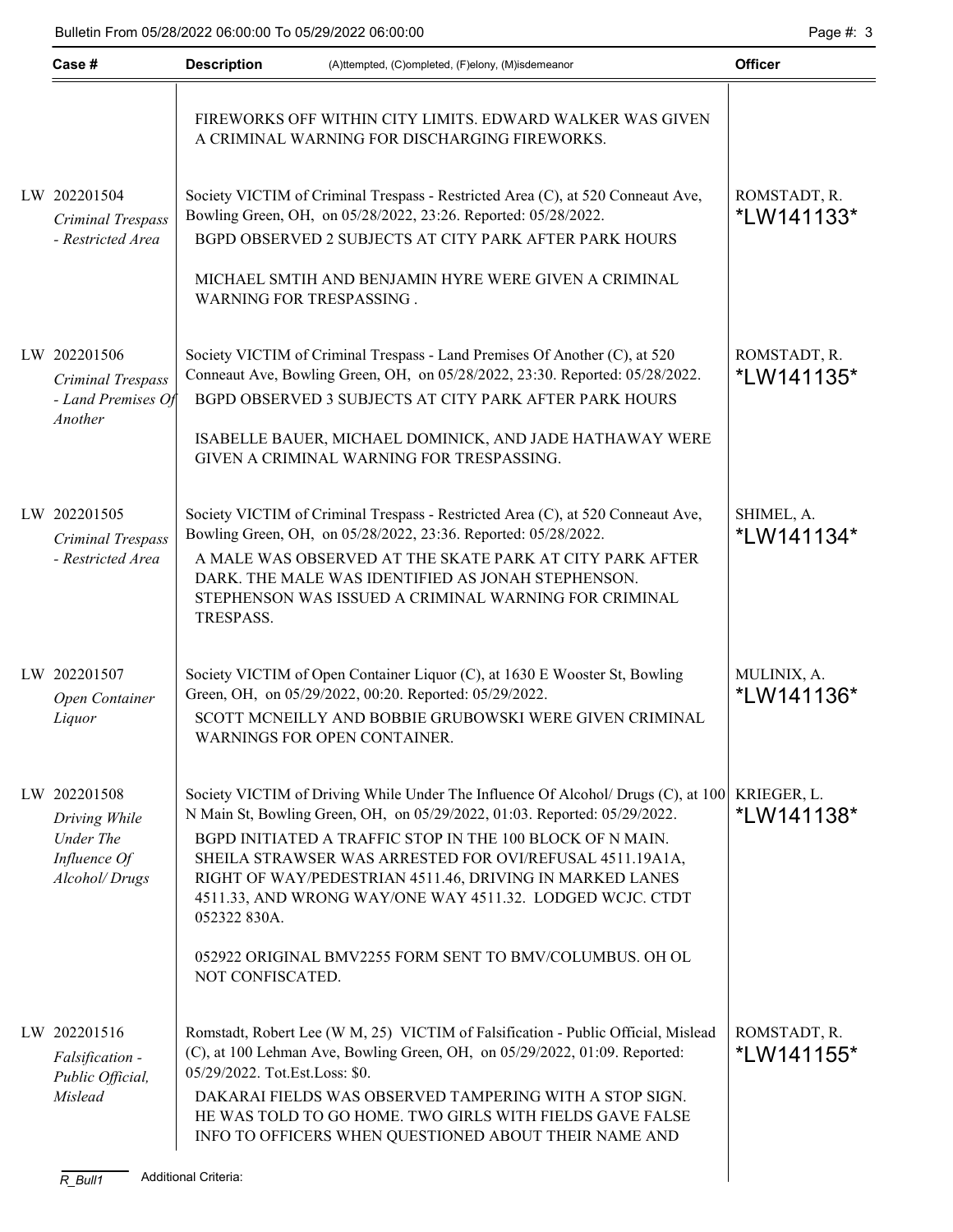| Case # | Description (A)ttempted, (C)ompleted, (F)elony, (M)isdemeanor | Officer |
|---|---|---|
| | FIREWORKS OFF WITHIN CITY LIMITS. EDWARD WALKER WAS GIVEN A CRIMINAL WARNING FOR DISCHARGING FIREWORKS. | |
| LW 202201504 *Criminal Trespass - Restricted Area* | Society VICTIM of Criminal Trespass - Restricted Area (C), at 520 Conneaut Ave, Bowling Green, OH, on 05/28/2022, 23:26. Reported: 05/28/2022. BGPD OBSERVED 2 SUBJECTS AT CITY PARK AFTER PARK HOURS MICHAEL SMTIH AND BENJAMIN HYRE WERE GIVEN A CRIMINAL WARNING FOR TRESPASSING . | ROMSTADT, R. *LW141133* |
| LW 202201506 *Criminal Trespass - Land Premises Of Another* | Society VICTIM of Criminal Trespass - Land Premises Of Another (C), at 520 Conneaut Ave, Bowling Green, OH, on 05/28/2022, 23:30. Reported: 05/28/2022. BGPD OBSERVED 3 SUBJECTS AT CITY PARK AFTER PARK HOURS ISABELLE BAUER, MICHAEL DOMINICK, AND JADE HATHAWAY WERE GIVEN A CRIMINAL WARNING FOR TRESPASSING. | ROMSTADT, R. *LW141135* |
| LW 202201505 *Criminal Trespass - Restricted Area* | Society VICTIM of Criminal Trespass - Restricted Area (C), at 520 Conneaut Ave, Bowling Green, OH, on 05/28/2022, 23:36. Reported: 05/28/2022. A MALE WAS OBSERVED AT THE SKATE PARK AT CITY PARK AFTER DARK. THE MALE WAS IDENTIFIED AS JONAH STEPHENSON. STEPHENSON WAS ISSUED A CRIMINAL WARNING FOR CRIMINAL TRESPASS. | SHIMEL, A. *LW141134* |
| LW 202201507 *Open Container Liquor* | Society VICTIM of Open Container Liquor (C), at 1630 E Wooster St, Bowling Green, OH, on 05/29/2022, 00:20. Reported: 05/29/2022. SCOTT MCNEILLY AND BOBBIE GRUBOWSKI WERE GIVEN CRIMINAL WARNINGS FOR OPEN CONTAINER. | MULINIX, A. *LW141136* |
| LW 202201508 *Driving While Under The Influence Of Alcohol/ Drugs* | Society VICTIM of Driving While Under The Influence Of Alcohol/ Drugs (C), at 100 N Main St, Bowling Green, OH, on 05/29/2022, 01:03. Reported: 05/29/2022. BGPD INITIATED A TRAFFIC STOP IN THE 100 BLOCK OF N MAIN. SHEILA STRAWSER WAS ARRESTED FOR OVI/REFUSAL 4511.19A1A, RIGHT OF WAY/PEDESTRIAN 4511.46, DRIVING IN MARKED LANES 4511.33, AND WRONG WAY/ONE WAY 4511.32. LODGED WCJC. CTDT 052322 830A. 052922 ORIGINAL BMV2255 FORM SENT TO BMV/COLUMBUS. OH OL NOT CONFISCATED. | KRIEGER, L. *LW141138* |
| LW 202201516 *Falsification - Public Official, Mislead* | Romstadt, Robert Lee (W M, 25) VICTIM of Falsification - Public Official, Mislead (C), at 100 Lehman Ave, Bowling Green, OH, on 05/29/2022, 01:09. Reported: 05/29/2022. Tot.Est.Loss: $0. DAKARAI FIELDS WAS OBSERVED TAMPERING WITH A STOP SIGN. HE WAS TOLD TO GO HOME. TWO GIRLS WITH FIELDS GAVE FALSE INFO TO OFFICERS WHEN QUESTIONED ABOUT THEIR NAME AND | ROMSTADT, R. *LW141155* |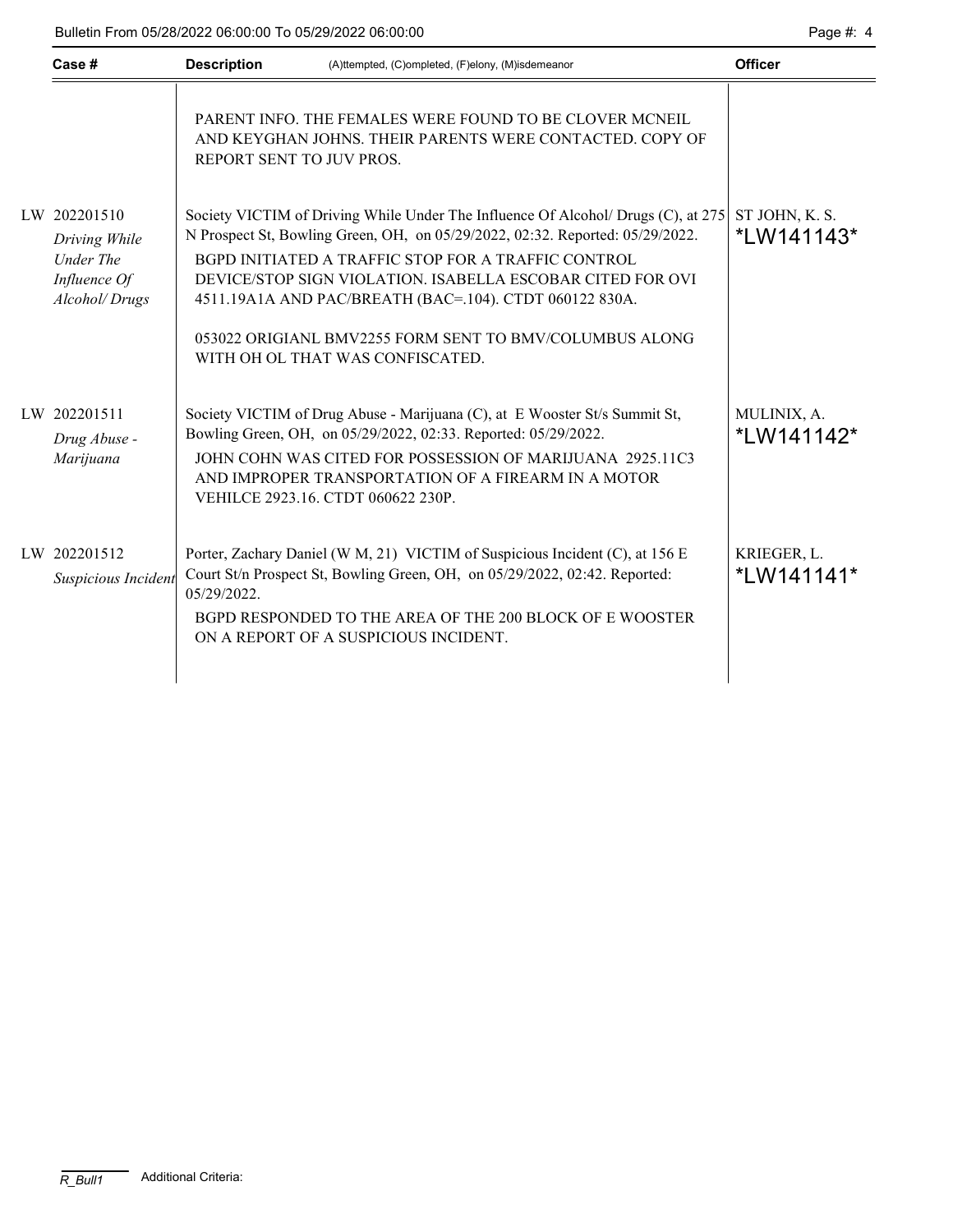| Case # | Description | (A)ttempted, (C)ompleted, (F)elony, (M)isdemeanor | Officer |
|---|---|---|---|
| | PARENT INFO. THE FEMALES WERE FOUND TO BE CLOVER MCNEIL AND KEYGHAN JOHNS. THEIR PARENTS WERE CONTACTED. COPY OF REPORT SENT TO JUV PROS. | | |
| LW 202201510 *Driving While Under The Influence Of Alcohol/ Drugs* | Society VICTIM of Driving While Under The Influence Of Alcohol/ Drugs (C), at 275 N Prospect St, Bowling Green, OH, on 05/29/2022, 02:32. Reported: 05/29/2022. BGPD INITIATED A TRAFFIC STOP FOR A TRAFFIC CONTROL DEVICE/STOP SIGN VIOLATION. ISABELLA ESCOBAR CITED FOR OVI 4511.19A1A AND PAC/BREATH (BAC=.104). CTDT 060122 830A. 053022 ORIGIANL BMV2255 FORM SENT TO BMV/COLUMBUS ALONG WITH OH OL THAT WAS CONFISCATED. | | ST JOHN, K. S. *LW141143* |
| LW 202201511 *Drug Abuse - Marijuana* | Society VICTIM of Drug Abuse - Marijuana (C), at E Wooster St/s Summit St, Bowling Green, OH, on 05/29/2022, 02:33. Reported: 05/29/2022. JOHN COHN WAS CITED FOR POSSESSION OF MARIJUANA 2925.11C3 AND IMPROPER TRANSPORTATION OF A FIREARM IN A MOTOR VEHILCE 2923.16. CTDT 060622 230P. | | MULINIX, A. *LW141142* |
| LW 202201512 *Suspicious Incident* | Porter, Zachary Daniel (W M, 21) VICTIM of Suspicious Incident (C), at 156 E Court St/n Prospect St, Bowling Green, OH, on 05/29/2022, 02:42. Reported: 05/29/2022. BGPD RESPONDED TO THE AREA OF THE 200 BLOCK OF E WOOSTER ON A REPORT OF A SUSPICIOUS INCIDENT. | | KRIEGER, L. *LW141141* |

R_Bull1 Additional Criteria: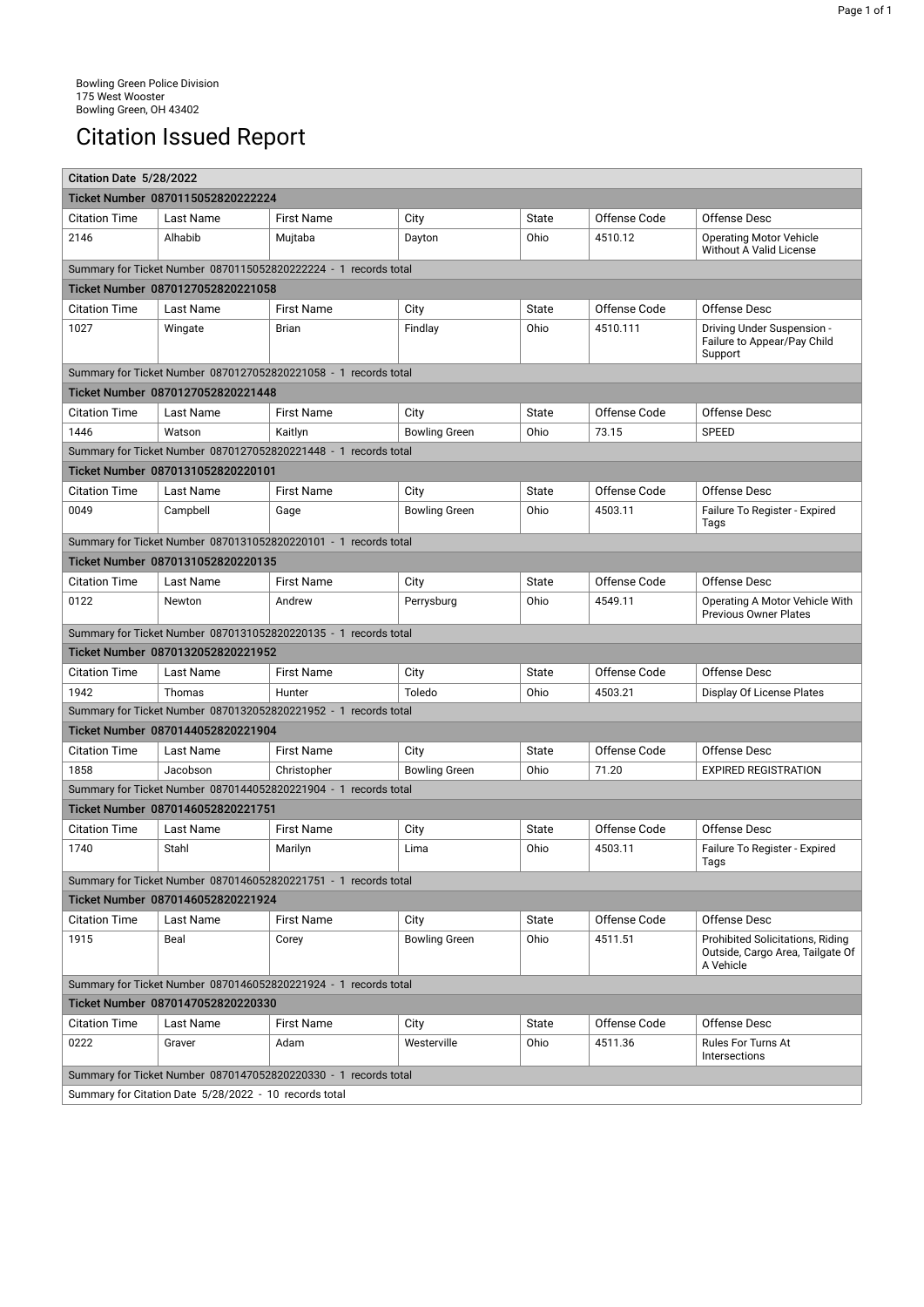Bowling Green Police Division
175 West Wooster
Bowling Green, OH 43402

# Citation Issued Report

| Citation Date 5/28/2022 | | | | | | |
|---|---|---|---|---|---|---|
| **Ticket Number 0870115052820222224** | | | | | | |
| Citation Time | Last Name | First Name | City | State | Offense Code | Offense Desc |
| 2146 | Alhabib | Mujtaba | Dayton | Ohio | 4510.12 | Operating Motor Vehicle Without A Valid License |
| Summary for Ticket Number 0870115052820222224 - 1 records total | | | | | | |
| **Ticket Number 0870127052820221058** | | | | | | |
| Citation Time | Last Name | First Name | City | State | Offense Code | Offense Desc |
| 1027 | Wingate | Brian | Findlay | Ohio | 4510.111 | Driving Under Suspension - Failure to Appear/Pay Child Support |
| Summary for Ticket Number 0870127052820221058 - 1 records total | | | | | | |
| **Ticket Number 0870127052820221448** | | | | | | |
| Citation Time | Last Name | First Name | City | State | Offense Code | Offense Desc |
| 1446 | Watson | Kaitlyn | Bowling Green | Ohio | 73.15 | SPEED |
| Summary for Ticket Number 0870127052820221448 - 1 records total | | | | | | |
| **Ticket Number 0870131052820220101** | | | | | | |
| Citation Time | Last Name | First Name | City | State | Offense Code | Offense Desc |
| 0049 | Campbell | Gage | Bowling Green | Ohio | 4503.11 | Failure To Register - Expired Tags |
| Summary for Ticket Number 0870131052820220101 - 1 records total | | | | | | |
| **Ticket Number 0870131052820220135** | | | | | | |
| Citation Time | Last Name | First Name | City | State | Offense Code | Offense Desc |
| 0122 | Newton | Andrew | Perrysburg | Ohio | 4549.11 | Operating A Motor Vehicle With Previous Owner Plates |
| Summary for Ticket Number 0870131052820220135 - 1 records total | | | | | | |
| **Ticket Number 0870132052820221952** | | | | | | |
| Citation Time | Last Name | First Name | City | State | Offense Code | Offense Desc |
| 1942 | Thomas | Hunter | Toledo | Ohio | 4503.21 | Display Of License Plates |
| Summary for Ticket Number 0870132052820221952 - 1 records total | | | | | | |
| **Ticket Number 0870144052820221904** | | | | | | |
| Citation Time | Last Name | First Name | City | State | Offense Code | Offense Desc |
| 1858 | Jacobson | Christopher | Bowling Green | Ohio | 71.20 | EXPIRED REGISTRATION |
| Summary for Ticket Number 0870144052820221904 - 1 records total | | | | | | |
| **Ticket Number 0870146052820221751** | | | | | | |
| Citation Time | Last Name | First Name | City | State | Offense Code | Offense Desc |
| 1740 | Stahl | Marilyn | Lima | Ohio | 4503.11 | Failure To Register - Expired Tags |
| Summary for Ticket Number 0870146052820221751 - 1 records total | | | | | | |
| **Ticket Number 0870146052820221924** | | | | | | |
| Citation Time | Last Name | First Name | City | State | Offense Code | Offense Desc |
| 1915 | Beal | Corey | Bowling Green | Ohio | 4511.51 | Prohibited Solicitations, Riding Outside, Cargo Area, Tailgate Of A Vehicle |
| Summary for Ticket Number 0870146052820221924 - 1 records total | | | | | | |
| **Ticket Number 0870147052820220330** | | | | | | |
| Citation Time | Last Name | First Name | City | State | Offense Code | Offense Desc |
| 0222 | Graver | Adam | Westerville | Ohio | 4511.36 | Rules For Turns At Intersections |
| Summary for Ticket Number 0870147052820220330 - 1 records total | | | | | | |
| Summary for Citation Date 5/28/2022 - 10 records total | | | | | | |